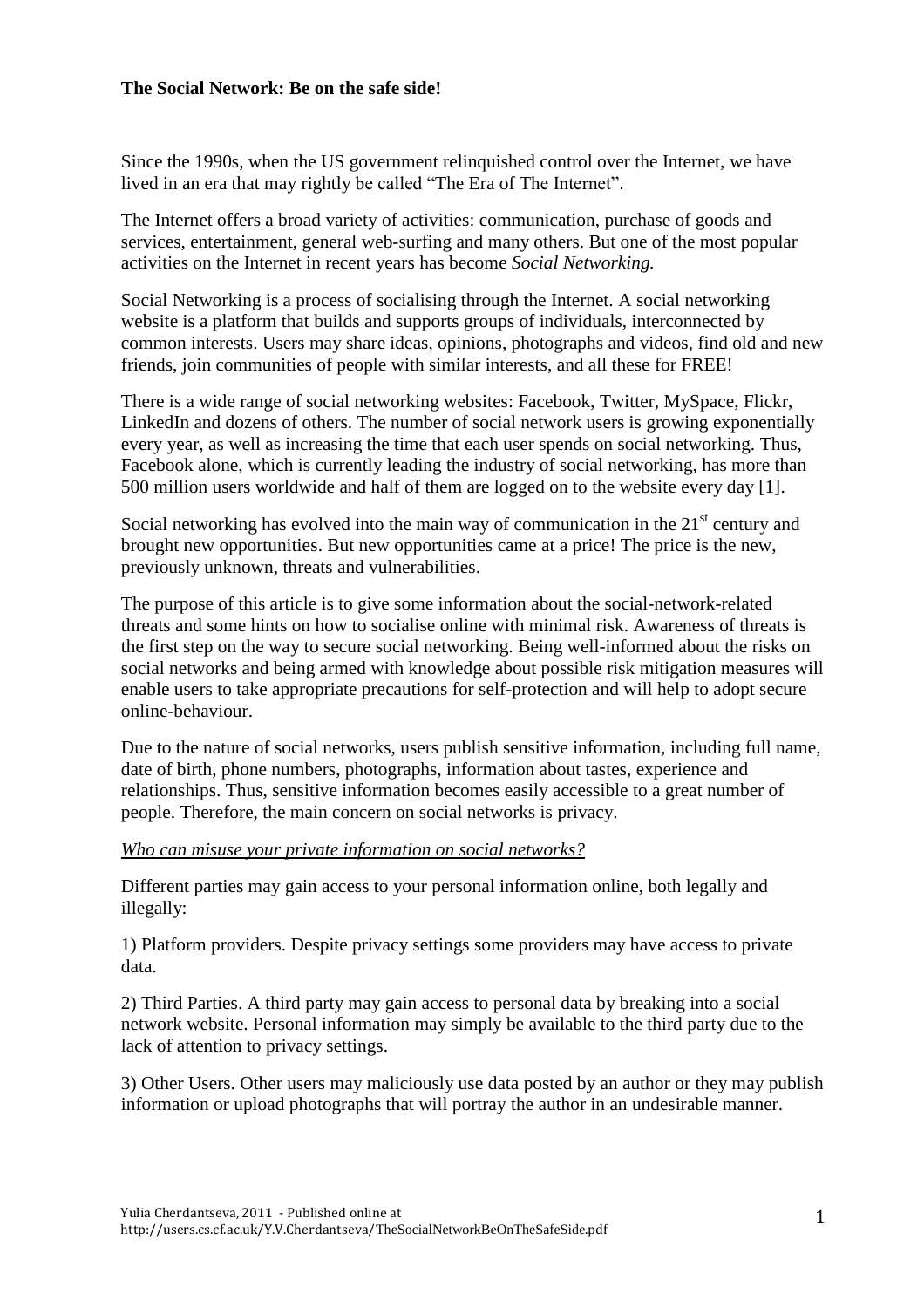**The Social Network: Be on the safe side!**

Since the 1990s, when the US government relinquished control over the Internet, we have lived in an era that may rightly be called "The Era of The Internet".

The Internet offers a broad variety of activities: communication, purchase of goods and services, entertainment, general web-surfing and many others. But one of the most popular activities on the Internet in recent years has become *Social Networking.*

Social Networking is a process of socialising through the Internet. A social networking website is a platform that builds and supports groups of individuals, interconnected by common interests. Users may share ideas, opinions, photographs and videos, find old and new friends, join communities of people with similar interests, and all these for FREE!

There is a wide range of social networking websites: Facebook, Twitter, MySpace, Flickr, LinkedIn and dozens of others. The number of social network users is growing exponentially every year, as well as increasing the time that each user spends on social networking. Thus, Facebook alone, which is currently leading the industry of social networking, has more than 500 million users worldwide and half of them are logged on to the website every day [1].

Social networking has evolved into the main way of communication in the 21st century and brought new opportunities. But new opportunities came at a price! The price is the new, previously unknown, threats and vulnerabilities.

The purpose of this article is to give some information about the social-network-related threats and some hints on how to socialise online with minimal risk. Awareness of threats is the first step on the way to secure social networking. Being well-informed about the risks on social networks and being armed with knowledge about possible risk mitigation measures will enable users to take appropriate precautions for self-protection and will help to adopt secure online-behaviour.

Due to the nature of social networks, users publish sensitive information, including full name, date of birth, phone numbers, photographs, information about tastes, experience and relationships. Thus, sensitive information becomes easily accessible to a great number of people. Therefore, the main concern on social networks is privacy.

*Who can misuse your private information on social networks?*

Different parties may gain access to your personal information online, both legally and illegally:

1) Platform providers. Despite privacy settings some providers may have access to private data.

2) Third Parties. A third party may gain access to personal data by breaking into a social network website. Personal information may simply be available to the third party due to the lack of attention to privacy settings.

3) Other Users. Other users may maliciously use data posted by an author or they may publish information or upload photographs that will portray the author in an undesirable manner.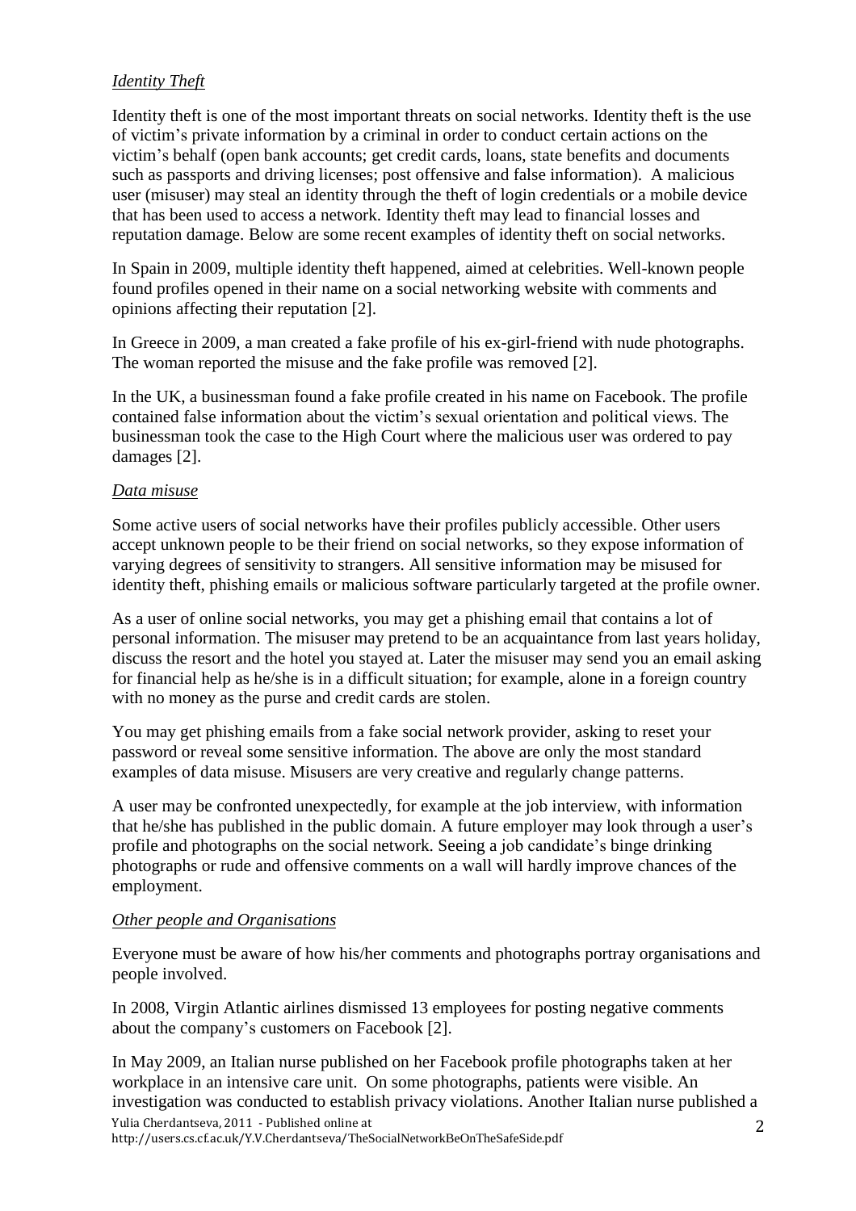*Identity Theft*

Identity theft is one of the most important threats on social networks. Identity theft is the use of victim's private information by a criminal in order to conduct certain actions on the victim's behalf (open bank accounts; get credit cards, loans, state benefits and documents such as passports and driving licenses; post offensive and false information). A malicious user (misuser) may steal an identity through the theft of login credentials or a mobile device that has been used to access a network. Identity theft may lead to financial losses and reputation damage. Below are some recent examples of identity theft on social networks.

In Spain in 2009, multiple identity theft happened, aimed at celebrities. Well-known people found profiles opened in their name on a social networking website with comments and opinions affecting their reputation [2].

In Greece in 2009, a man created a fake profile of his ex-girl-friend with nude photographs. The woman reported the misuse and the fake profile was removed [2].

In the UK, a businessman found a fake profile created in his name on Facebook. The profile contained false information about the victim's sexual orientation and political views. The businessman took the case to the High Court where the malicious user was ordered to pay damages [2].

*Data misuse*

Some active users of social networks have their profiles publicly accessible. Other users accept unknown people to be their friend on social networks, so they expose information of varying degrees of sensitivity to strangers. All sensitive information may be misused for identity theft, phishing emails or malicious software particularly targeted at the profile owner.

As a user of online social networks, you may get a phishing email that contains a lot of personal information. The misuser may pretend to be an acquaintance from last years holiday, discuss the resort and the hotel you stayed at. Later the misuser may send you an email asking for financial help as he/she is in a difficult situation; for example, alone in a foreign country with no money as the purse and credit cards are stolen.

You may get phishing emails from a fake social network provider, asking to reset your password or reveal some sensitive information. The above are only the most standard examples of data misuse. Misusers are very creative and regularly change patterns.

A user may be confronted unexpectedly, for example at the job interview, with information that he/she has published in the public domain. A future employer may look through a user's profile and photographs on the social network. Seeing a job candidate's binge drinking photographs or rude and offensive comments on a wall will hardly improve chances of the employment.

*Other people and Organisations*

Everyone must be aware of how his/her comments and photographs portray organisations and people involved.

In 2008, Virgin Atlantic airlines dismissed 13 employees for posting negative comments about the company's customers on Facebook [2].

In May 2009, an Italian nurse published on her Facebook profile photographs taken at her workplace in an intensive care unit. On some photographs, patients were visible. An investigation was conducted to establish privacy violations. Another Italian nurse published a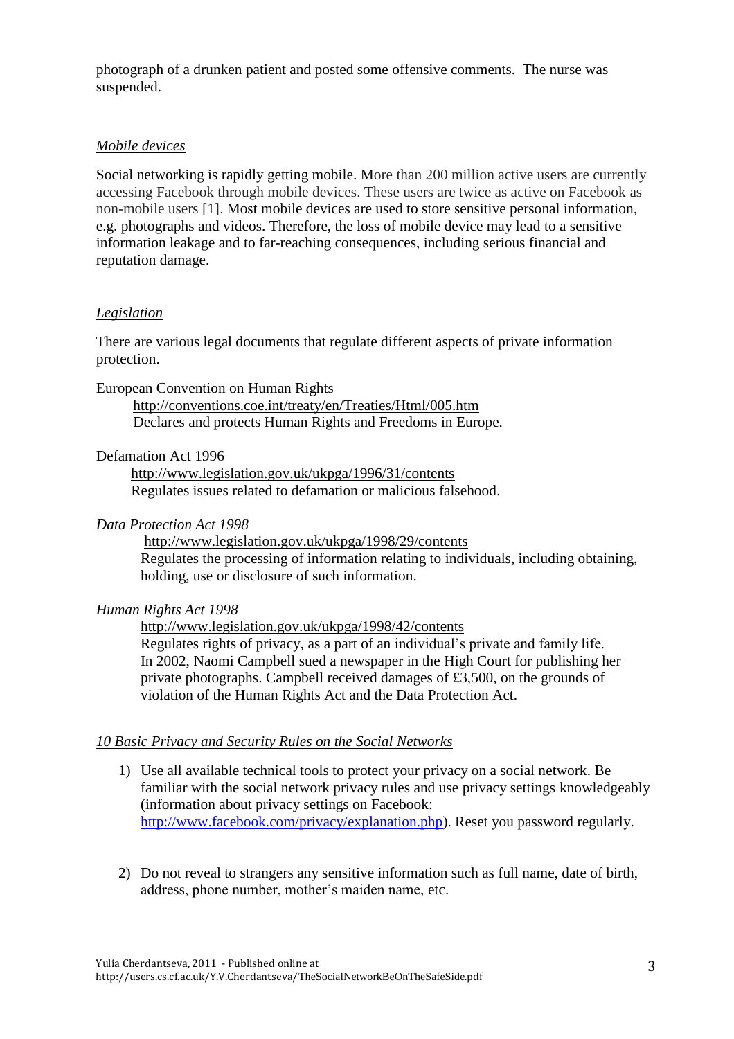photograph of a drunken patient and posted some offensive comments. The nurse was suspended.

*Mobile devices*

Social networking is rapidly getting mobile. More than 200 million active users are currently accessing Facebook through mobile devices. These users are twice as active on Facebook as non-mobile users [1]. Most mobile devices are used to store sensitive personal information, e.g. photographs and videos. Therefore, the loss of mobile device may lead to a sensitive information leakage and to far-reaching consequences, including serious financial and reputation damage.

*Legislation*

There are various legal documents that regulate different aspects of private information protection.

European Convention on Human Rights

> http://conventions.coe.int/treaty/en/Treaties/Html/005.htm
> Declares and protects Human Rights and Freedoms in Europe.

Defamation Act 1996

> http://www.legislation.gov.uk/ukpga/1996/31/contents
> Regulates issues related to defamation or malicious falsehood.

*Data Protection Act 1998*

> http://www.legislation.gov.uk/ukpga/1998/29/contents
> Regulates the processing of information relating to individuals, including obtaining, holding, use or disclosure of such information.

*Human Rights Act 1998*

> http://www.legislation.gov.uk/ukpga/1998/42/contents
> Regulates rights of privacy, as a part of an individual's private and family life. In 2002, Naomi Campbell sued a newspaper in the High Court for publishing her private photographs. Campbell received damages of £3,500, on the grounds of violation of the Human Rights Act and the Data Protection Act.

*10 Basic Privacy and Security Rules on the Social Networks*

1) Use all available technical tools to protect your privacy on a social network. Be familiar with the social network privacy rules and use privacy settings knowledgeably (information about privacy settings on Facebook: http://www.facebook.com/privacy/explanation.php). Reset you password regularly.

2) Do not reveal to strangers any sensitive information such as full name, date of birth, address, phone number, mother's maiden name, etc.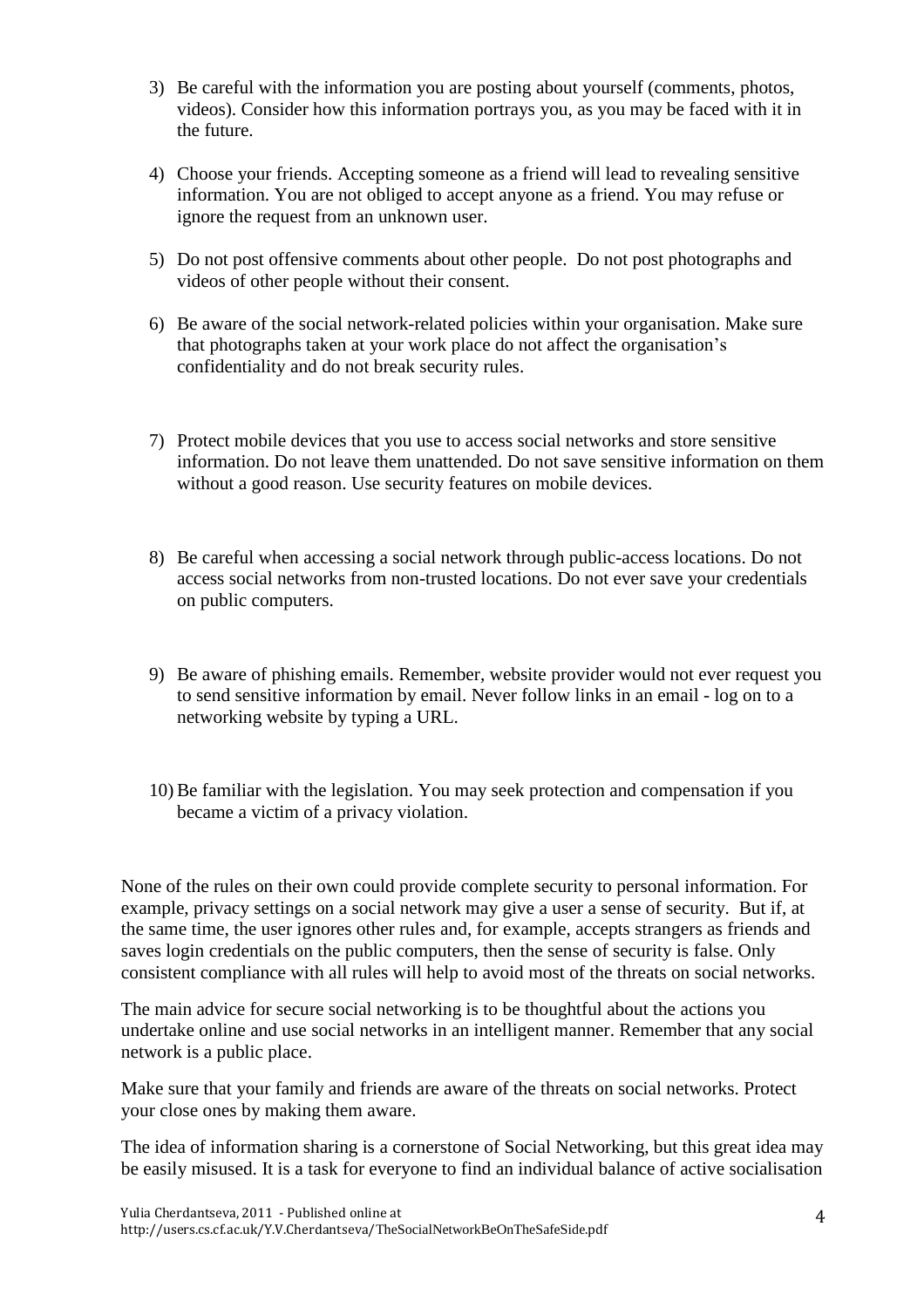3) Be careful with the information you are posting about yourself (comments, photos, videos). Consider how this information portrays you, as you may be faced with it in the future.

4) Choose your friends. Accepting someone as a friend will lead to revealing sensitive information. You are not obliged to accept anyone as a friend. You may refuse or ignore the request from an unknown user.

5) Do not post offensive comments about other people. Do not post photographs and videos of other people without their consent.

6) Be aware of the social network-related policies within your organisation. Make sure that photographs taken at your work place do not affect the organisation's confidentiality and do not break security rules.

7) Protect mobile devices that you use to access social networks and store sensitive information. Do not leave them unattended. Do not save sensitive information on them without a good reason. Use security features on mobile devices.

8) Be careful when accessing a social network through public-access locations. Do not access social networks from non-trusted locations. Do not ever save your credentials on public computers.

9) Be aware of phishing emails. Remember, website provider would not ever request you to send sensitive information by email. Never follow links in an email - log on to a networking website by typing a URL.

10) Be familiar with the legislation. You may seek protection and compensation if you became a victim of a privacy violation.

None of the rules on their own could provide complete security to personal information. For example, privacy settings on a social network may give a user a sense of security. But if, at the same time, the user ignores other rules and, for example, accepts strangers as friends and saves login credentials on the public computers, then the sense of security is false. Only consistent compliance with all rules will help to avoid most of the threats on social networks.

The main advice for secure social networking is to be thoughtful about the actions you undertake online and use social networks in an intelligent manner. Remember that any social network is a public place.

Make sure that your family and friends are aware of the threats on social networks. Protect your close ones by making them aware.

The idea of information sharing is a cornerstone of Social Networking, but this great idea may be easily misused. It is a task for everyone to find an individual balance of active socialisation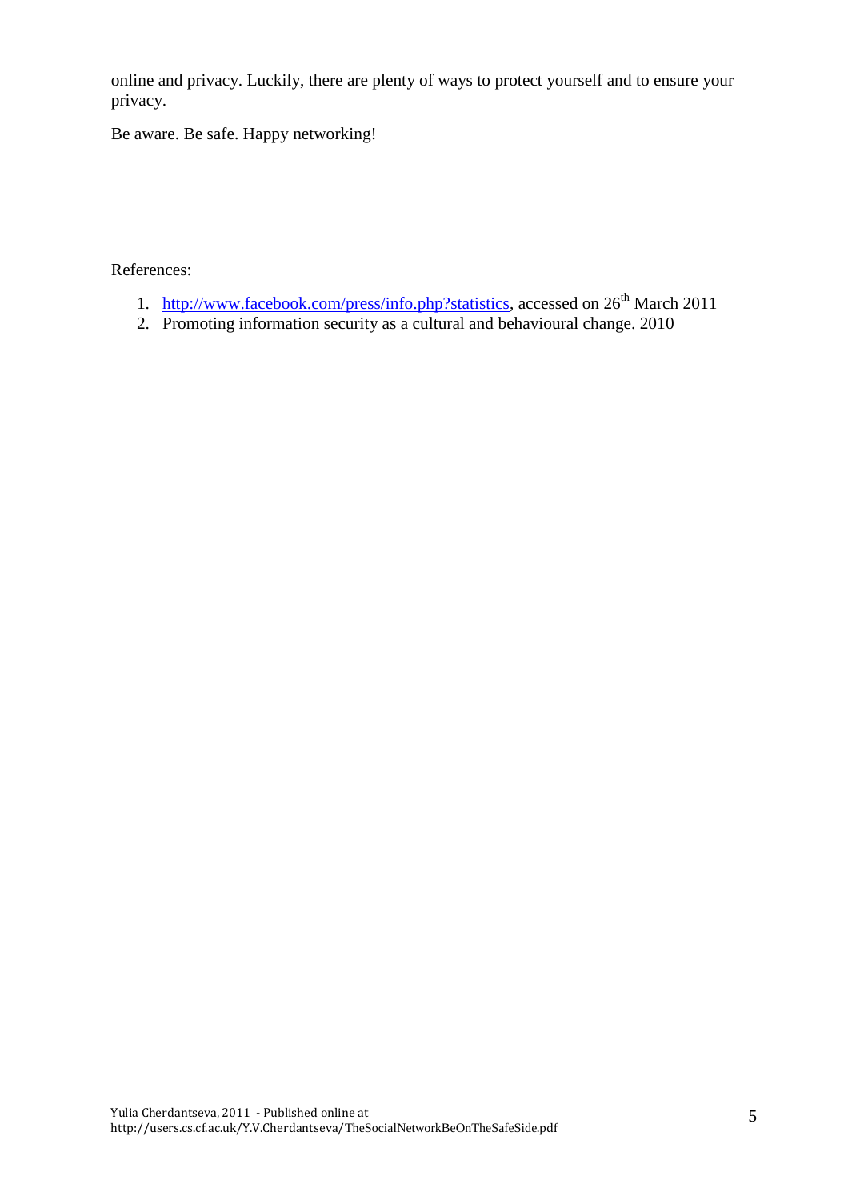online and privacy. Luckily, there are plenty of ways to protect yourself and to ensure your privacy.

Be aware. Be safe. Happy networking!

References:

1. http://www.facebook.com/press/info.php?statistics, accessed on 26th March 2011
2. Promoting information security as a cultural and behavioural change. 2010